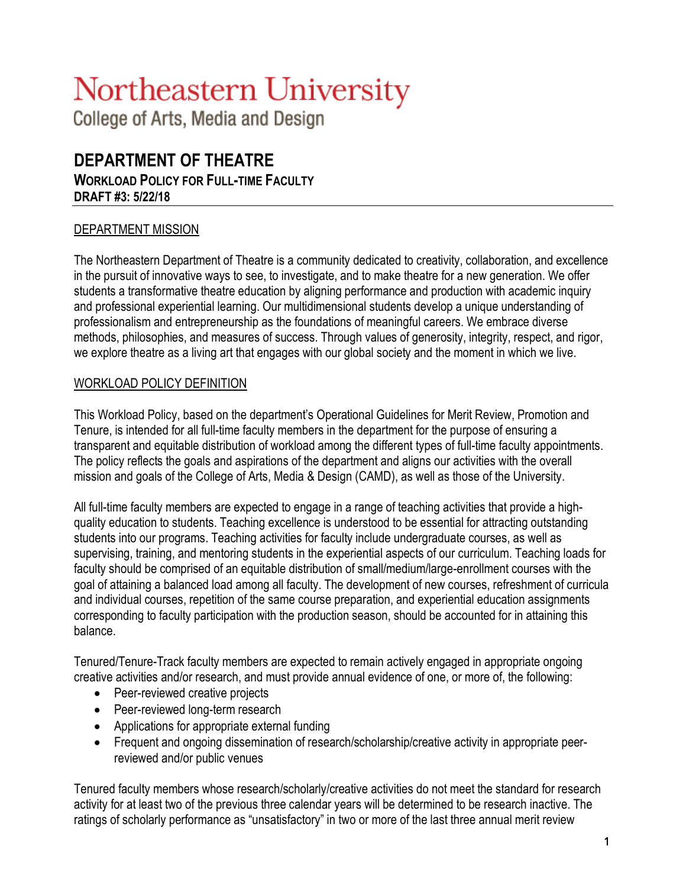# Northeastern University

College of Arts, Media and Design

## DEPARTMENT OF THEATRE

### WORKLOAD POLICY FOR FULL-TIME FACULTY

**DRAFT #3: 5/22/18**

---

### DEPARTMENT MISSION

The Northeastern Department of Theatre is a community dedicated to creativity, collaboration, and excellence in the pursuit of innovative ways to see, to investigate, and to make theatre for a new generation. We offer students a transformative theatre education by aligning performance and production with academic inquiry and professional experiential learning. Our multidimensional students develop a unique understanding of professionalism and entrepreneurship as the foundations of meaningful careers. We embrace diverse methods, philosophies, and measures of success. Through values of generosity, integrity, respect, and rigor, we explore theatre as a living art that engages with our global society and the moment in which we live.

### WORKLOAD POLICY DEFINITION

This Workload Policy, based on the department's Operational Guidelines for Merit Review, Promotion and Tenure, is intended for all full-time faculty members in the department for the purpose of ensuring a transparent and equitable distribution of workload among the different types of full-time faculty appointments. The policy reflects the goals and aspirations of the department and aligns our activities with the overall mission and goals of the College of Arts, Media & Design (CAMD), as well as those of the University.

All full-time faculty members are expected to engage in a range of teaching activities that provide a high-quality education to students. Teaching excellence is understood to be essential for attracting outstanding students into our programs. Teaching activities for faculty include undergraduate courses, as well as supervising, training, and mentoring students in the experiential aspects of our curriculum. Teaching loads for faculty should be comprised of an equitable distribution of small/medium/large-enrollment courses with the goal of attaining a balanced load among all faculty. The development of new courses, refreshment of curricula and individual courses, repetition of the same course preparation, and experiential education assignments corresponding to faculty participation with the production season, should be accounted for in attaining this balance.

Tenured/Tenure-Track faculty members are expected to remain actively engaged in appropriate ongoing creative activities and/or research, and must provide annual evidence of one, or more of, the following:

- Peer-reviewed creative projects
- Peer-reviewed long-term research
- Applications for appropriate external funding
- Frequent and ongoing dissemination of research/scholarship/creative activity in appropriate peer-reviewed and/or public venues

Tenured faculty members whose research/scholarly/creative activities do not meet the standard for research activity for at least two of the previous three calendar years will be determined to be research inactive. The ratings of scholarly performance as "unsatisfactory" in two or more of the last three annual merit review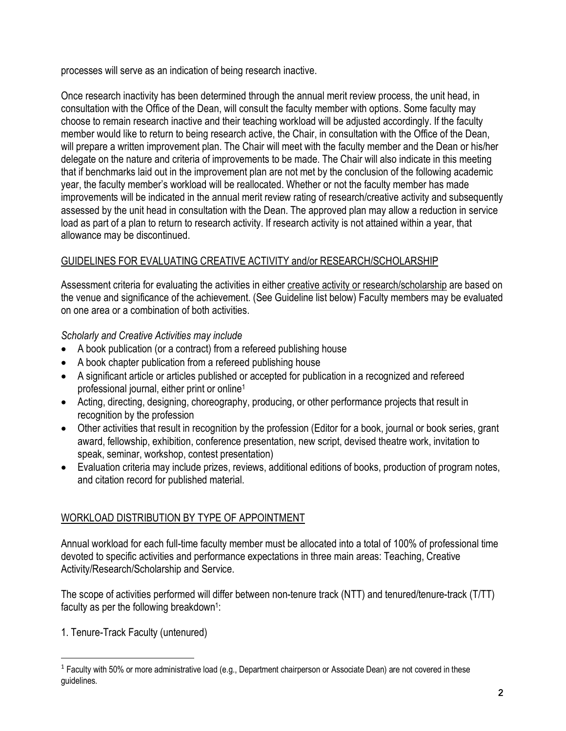processes will serve as an indication of being research inactive.

Once research inactivity has been determined through the annual merit review process, the unit head, in consultation with the Office of the Dean, will consult the faculty member with options. Some faculty may choose to remain research inactive and their teaching workload will be adjusted accordingly. If the faculty member would like to return to being research active, the Chair, in consultation with the Office of the Dean, will prepare a written improvement plan. The Chair will meet with the faculty member and the Dean or his/her delegate on the nature and criteria of improvements to be made. The Chair will also indicate in this meeting that if benchmarks laid out in the improvement plan are not met by the conclusion of the following academic year, the faculty member's workload will be reallocated. Whether or not the faculty member has made improvements will be indicated in the annual merit review rating of research/creative activity and subsequently assessed by the unit head in consultation with the Dean. The approved plan may allow a reduction in service load as part of a plan to return to research activity. If research activity is not attained within a year, that allowance may be discontinued.

## GUIDELINES FOR EVALUATING CREATIVE ACTIVITY and/or RESEARCH/SCHOLARSHIP

Assessment criteria for evaluating the activities in either creative activity or research/scholarship are based on the venue and significance of the achievement. (See Guideline list below) Faculty members may be evaluated on one area or a combination of both activities.

*Scholarly and Creative Activities may include*

- A book publication (or a contract) from a refereed publishing house
- A book chapter publication from a refereed publishing house
- A significant article or articles published or accepted for publication in a recognized and refereed professional journal, either print or online[1]
- Acting, directing, designing, choreography, producing, or other performance projects that result in recognition by the profession
- Other activities that result in recognition by the profession (Editor for a book, journal or book series, grant award, fellowship, exhibition, conference presentation, new script, devised theatre work, invitation to speak, seminar, workshop, contest presentation)
- Evaluation criteria may include prizes, reviews, additional editions of books, production of program notes, and citation record for published material.

## WORKLOAD DISTRIBUTION BY TYPE OF APPOINTMENT

Annual workload for each full-time faculty member must be allocated into a total of 100% of professional time devoted to specific activities and performance expectations in three main areas: Teaching, Creative Activity/Research/Scholarship and Service.

The scope of activities performed will differ between non-tenure track (NTT) and tenured/tenure-track (T/TT) faculty as per the following breakdown[1]:

1. Tenure-Track Faculty (untenured)

[1] Faculty with 50% or more administrative load (e.g., Department chairperson or Associate Dean) are not covered in these guidelines.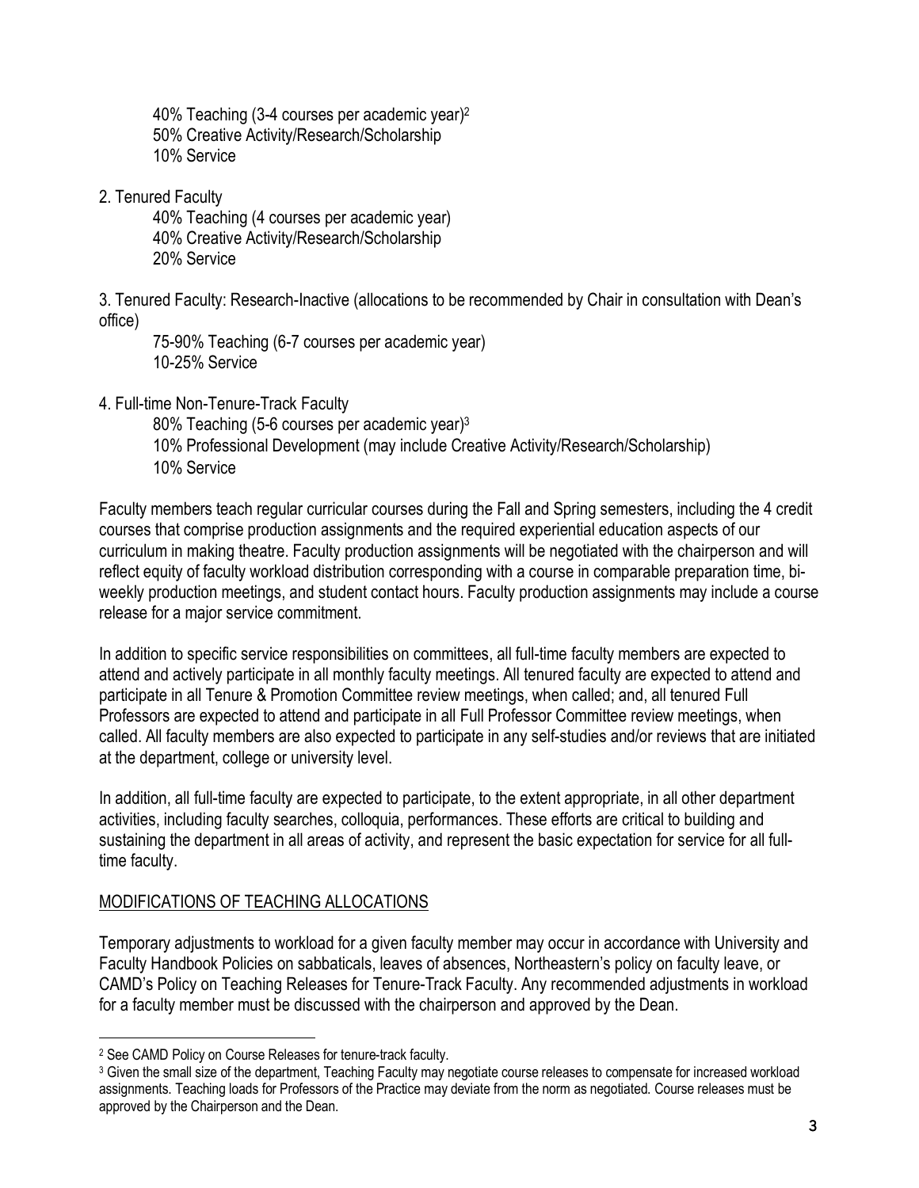40% Teaching (3-4 courses per academic year)[2]
50% Creative Activity/Research/Scholarship
10% Service

2. Tenured Faculty

40% Teaching (4 courses per academic year)
40% Creative Activity/Research/Scholarship
20% Service

3. Tenured Faculty: Research-Inactive (allocations to be recommended by Chair in consultation with Dean's office)

75-90% Teaching (6-7 courses per academic year)
10-25% Service

4. Full-time Non-Tenure-Track Faculty

80% Teaching (5-6 courses per academic year)[3]
10% Professional Development (may include Creative Activity/Research/Scholarship)
10% Service

Faculty members teach regular curricular courses during the Fall and Spring semesters, including the 4 credit courses that comprise production assignments and the required experiential education aspects of our curriculum in making theatre. Faculty production assignments will be negotiated with the chairperson and will reflect equity of faculty workload distribution corresponding with a course in comparable preparation time, bi-weekly production meetings, and student contact hours. Faculty production assignments may include a course release for a major service commitment.

In addition to specific service responsibilities on committees, all full-time faculty members are expected to attend and actively participate in all monthly faculty meetings. All tenured faculty are expected to attend and participate in all Tenure & Promotion Committee review meetings, when called; and, all tenured Full Professors are expected to attend and participate in all Full Professor Committee review meetings, when called. All faculty members are also expected to participate in any self-studies and/or reviews that are initiated at the department, college or university level.

In addition, all full-time faculty are expected to participate, to the extent appropriate, in all other department activities, including faculty searches, colloquia, performances. These efforts are critical to building and sustaining the department in all areas of activity, and represent the basic expectation for service for all full-time faculty.

## MODIFICATIONS OF TEACHING ALLOCATIONS

Temporary adjustments to workload for a given faculty member may occur in accordance with University and Faculty Handbook Policies on sabbaticals, leaves of absences, Northeastern's policy on faculty leave, or CAMD's Policy on Teaching Releases for Tenure-Track Faculty. Any recommended adjustments in workload for a faculty member must be discussed with the chairperson and approved by the Dean.

[2] See CAMD Policy on Course Releases for tenure-track faculty.

[3] Given the small size of the department, Teaching Faculty may negotiate course releases to compensate for increased workload assignments. Teaching loads for Professors of the Practice may deviate from the norm as negotiated. Course releases must be approved by the Chairperson and the Dean.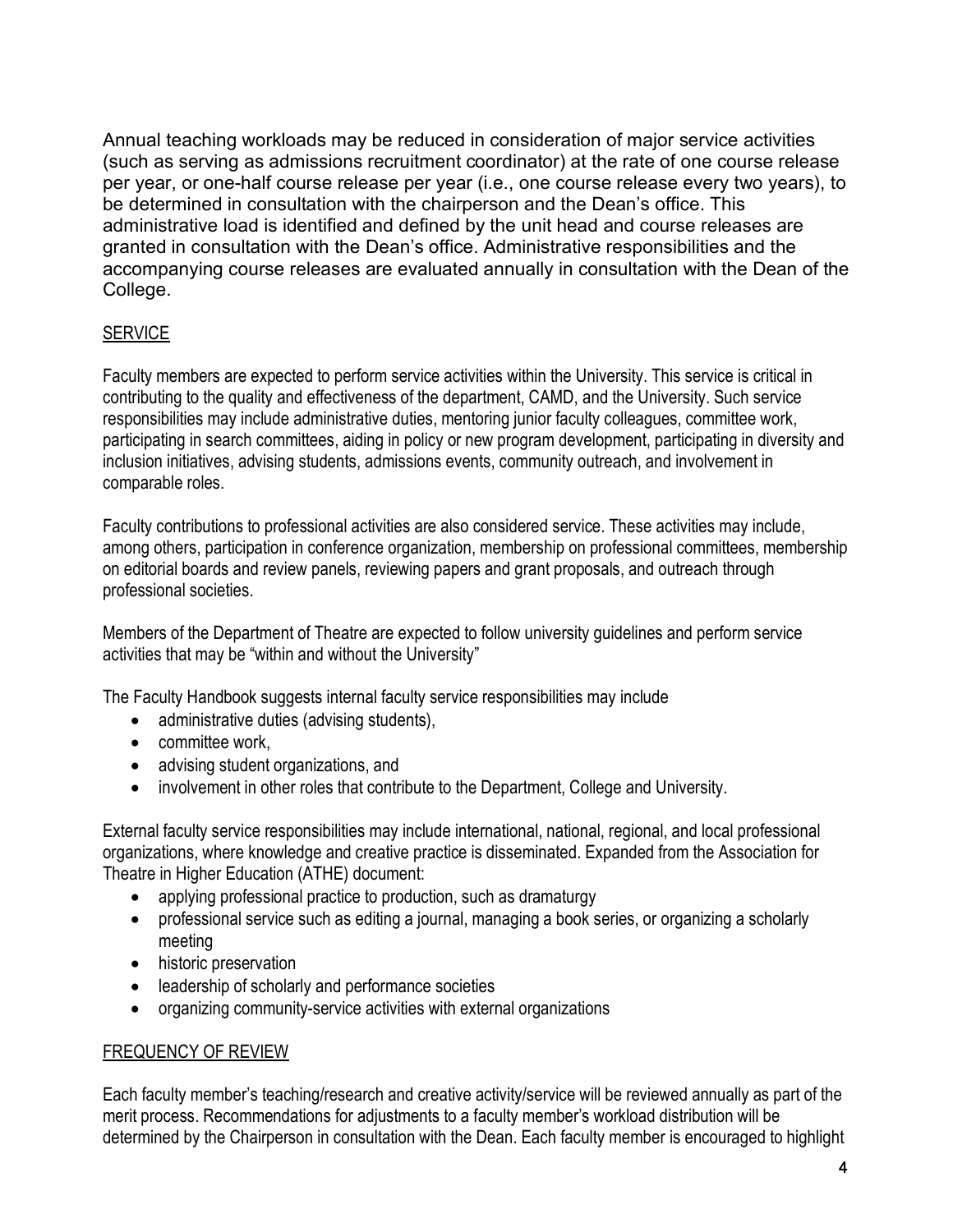Annual teaching workloads may be reduced in consideration of major service activities (such as serving as admissions recruitment coordinator) at the rate of one course release per year, or one-half course release per year (i.e., one course release every two years), to be determined in consultation with the chairperson and the Dean's office. This administrative load is identified and defined by the unit head and course releases are granted in consultation with the Dean's office. Administrative responsibilities and the accompanying course releases are evaluated annually in consultation with the Dean of the College.

## SERVICE

Faculty members are expected to perform service activities within the University. This service is critical in contributing to the quality and effectiveness of the department, CAMD, and the University. Such service responsibilities may include administrative duties, mentoring junior faculty colleagues, committee work, participating in search committees, aiding in policy or new program development, participating in diversity and inclusion initiatives, advising students, admissions events, community outreach, and involvement in comparable roles.

Faculty contributions to professional activities are also considered service. These activities may include, among others, participation in conference organization, membership on professional committees, membership on editorial boards and review panels, reviewing papers and grant proposals, and outreach through professional societies.

Members of the Department of Theatre are expected to follow university guidelines and perform service activities that may be "within and without the University"

The Faculty Handbook suggests internal faculty service responsibilities may include

- administrative duties (advising students),
- committee work,
- advising student organizations, and
- involvement in other roles that contribute to the Department, College and University.

External faculty service responsibilities may include international, national, regional, and local professional organizations, where knowledge and creative practice is disseminated. Expanded from the Association for Theatre in Higher Education (ATHE) document:

- applying professional practice to production, such as dramaturgy
- professional service such as editing a journal, managing a book series, or organizing a scholarly meeting
- historic preservation
- leadership of scholarly and performance societies
- organizing community-service activities with external organizations

## FREQUENCY OF REVIEW

Each faculty member's teaching/research and creative activity/service will be reviewed annually as part of the merit process. Recommendations for adjustments to a faculty member's workload distribution will be determined by the Chairperson in consultation with the Dean. Each faculty member is encouraged to highlight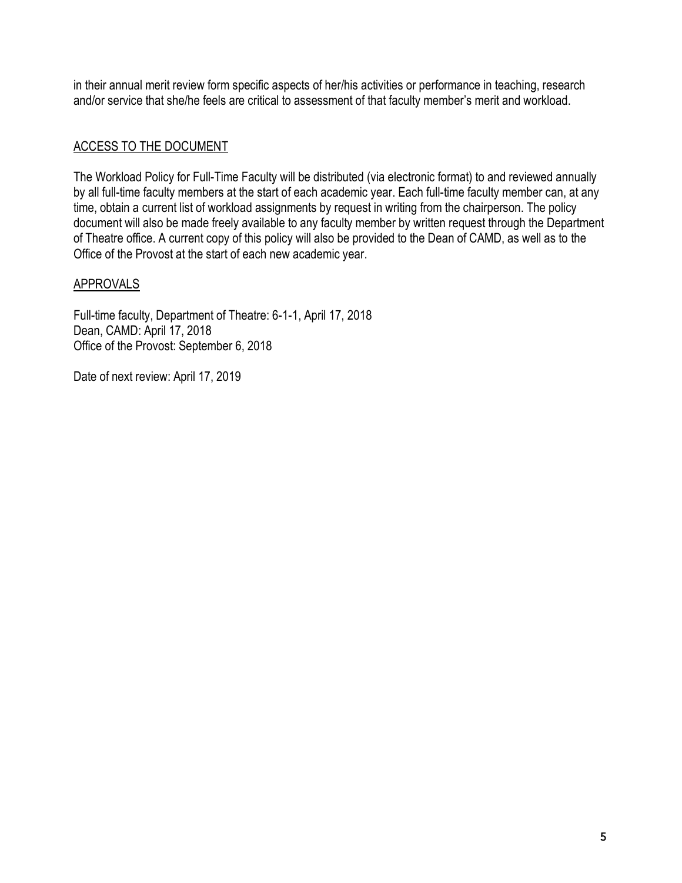in their annual merit review form specific aspects of her/his activities or performance in teaching, research and/or service that she/he feels are critical to assessment of that faculty member's merit and workload.

## ACCESS TO THE DOCUMENT

The Workload Policy for Full-Time Faculty will be distributed (via electronic format) to and reviewed annually by all full-time faculty members at the start of each academic year. Each full-time faculty member can, at any time, obtain a current list of workload assignments by request in writing from the chairperson. The policy document will also be made freely available to any faculty member by written request through the Department of Theatre office. A current copy of this policy will also be provided to the Dean of CAMD, as well as to the Office of the Provost at the start of each new academic year.

## APPROVALS

Full-time faculty, Department of Theatre: 6-1-1, April 17, 2018
Dean, CAMD: April 17, 2018
Office of the Provost: September 6, 2018

Date of next review: April 17, 2019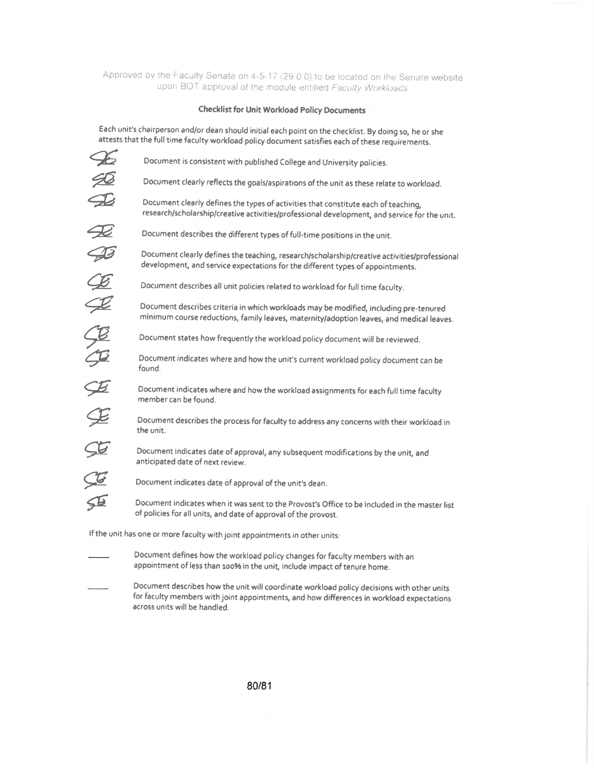Approved by the Faculty Senate on 4-5-17 (29 0:0) to be located on the Senate website upon BOT approval of the module entitled *Faculty Workloads*

**Checklist for Unit Workload Policy Documents**

Each unit's chairperson and/or dean should initial each point on the checklist. By doing so, he or she attests that the full time faculty workload policy document satisfies each of these requirements.

- [initialed] Document is consistent with published College and University policies.
- [initialed] Document clearly reflects the goals/aspirations of the unit as these relate to workload.
- [initialed] Document clearly defines the types of activities that constitute each of teaching, research/scholarship/creative activities/professional development, and service for the unit.
- [initialed] Document describes the different types of full-time positions in the unit.
- [initialed] Document clearly defines the teaching, research/scholarship/creative activities/professional development, and service expectations for the different types of appointments.
- [initialed] Document describes all unit policies related to workload for full time faculty.
- [initialed] Document describes criteria in which workloads may be modified, including pre-tenured minimum course reductions, family leaves, maternity/adoption leaves, and medical leaves.
- [initialed] Document states how frequently the workload policy document will be reviewed.
- [initialed] Document indicates where and how the unit's current workload policy document can be found.
- [initialed] Document indicates where and how the workload assignments for each full time faculty member can be found.
- [initialed] Document describes the process for faculty to address any concerns with their workload in the unit.
- [initialed] Document indicates date of approval, any subsequent modifications by the unit, and anticipated date of next review.
- [initialed] Document indicates date of approval of the unit's dean.
- [initialed] Document indicates when it was sent to the Provost's Office to be included in the master list of policies for all units, and date of approval of the provost.

If the unit has one or more faculty with joint appointments in other units:

- \_\_\_\_ Document defines how the workload policy changes for faculty members with an appointment of less than 100% in the unit, include impact of tenure home.
- \_\_\_\_ Document describes how the unit will coordinate workload policy decisions with other units for faculty members with joint appointments, and how differences in workload expectations across units will be handled.